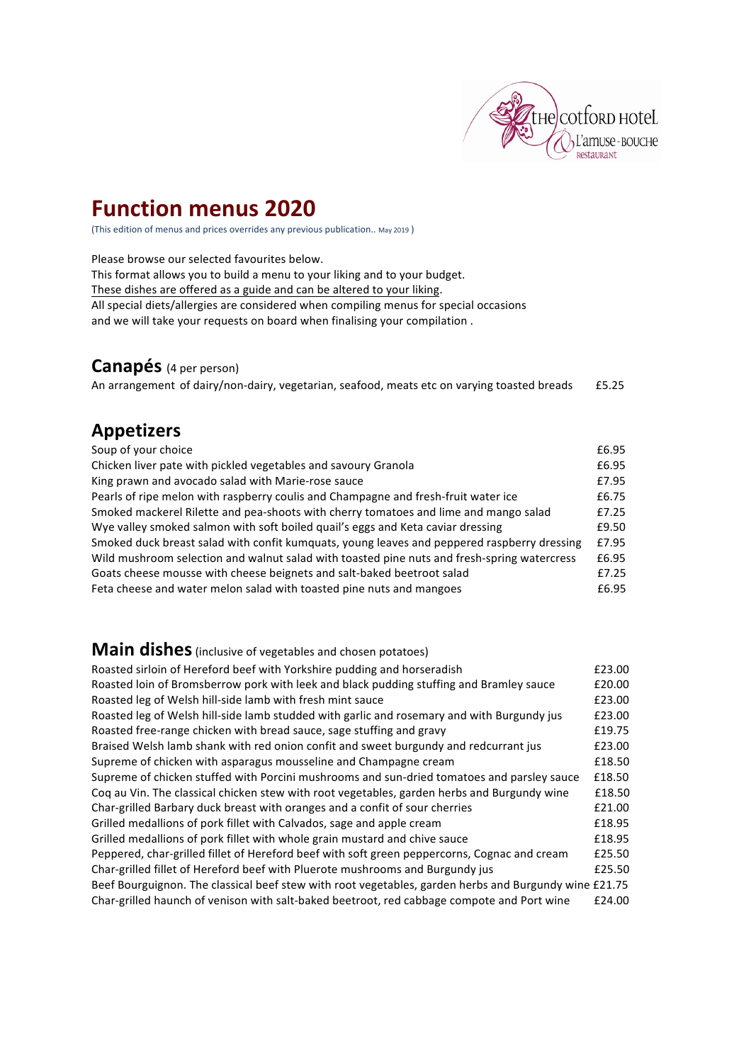# Function menus 2020

(This edition of menus and prices overrides any previous publication.. May 2019 )

Please browse our selected favourites below.
This format allows you to build a menu to your liking and to your budget.
<u>These dishes are offered as a guide and can be altered to your liking</u>.
All special diets/allergies are considered when compiling menus for special occasions and we will take your requests on board when finalising your compilation .

## Canapés (4 per person)

| | |
|---|---|
| An arrangement of dairy/non-dairy, vegetarian, seafood, meats etc on varying toasted breads | £5.25 |

## Appetizers

| | |
|---|---|
| Soup of your choice | £6.95 |
| Chicken liver pate with pickled vegetables and savoury Granola | £6.95 |
| King prawn and avocado salad with Marie-rose sauce | £7.95 |
| Pearls of ripe melon with raspberry coulis and Champagne and fresh-fruit water ice | £6.75 |
| Smoked mackerel Rilette and pea-shoots with cherry tomatoes and lime and mango salad | £7.25 |
| Wye valley smoked salmon with soft boiled quail's eggs and Keta caviar dressing | £9.50 |
| Smoked duck breast salad with confit kumquats, young leaves and peppered raspberry dressing | £7.95 |
| Wild mushroom selection and walnut salad with toasted pine nuts and fresh-spring watercress | £6.95 |
| Goats cheese mousse with cheese beignets and salt-baked beetroot salad | £7.25 |
| Feta cheese and water melon salad with toasted pine nuts and mangoes | £6.95 |

## Main dishes (inclusive of vegetables and chosen potatoes)

| | |
|---|---|
| Roasted sirloin of Hereford beef with Yorkshire pudding and horseradish | £23.00 |
| Roasted loin of Bromsberrow pork with leek and black pudding stuffing and Bramley sauce | £20.00 |
| Roasted leg of Welsh hill-side lamb with fresh mint sauce | £23.00 |
| Roasted leg of Welsh hill-side lamb studded with garlic and rosemary and with Burgundy jus | £23.00 |
| Roasted free-range chicken with bread sauce, sage stuffing and gravy | £19.75 |
| Braised Welsh lamb shank with red onion confit and sweet burgundy and redcurrant jus | £23.00 |
| Supreme of chicken with asparagus mousseline and Champagne cream | £18.50 |
| Supreme of chicken stuffed with Porcini mushrooms and sun-dried tomatoes and parsley sauce | £18.50 |
| Coq au Vin. The classical chicken stew with root vegetables, garden herbs and Burgundy wine | £18.50 |
| Char-grilled Barbary duck breast with oranges and a confit of sour cherries | £21.00 |
| Grilled medallions of pork fillet with Calvados, sage and apple cream | £18.95 |
| Grilled medallions of pork fillet with whole grain mustard and chive sauce | £18.95 |
| Peppered, char-grilled fillet of Hereford beef with soft green peppercorns, Cognac and cream | £25.50 |
| Char-grilled fillet of Hereford beef with Pluerote mushrooms and Burgundy jus | £25.50 |
| Beef Bourguignon. The classical beef stew with root vegetables, garden herbs and Burgundy wine | £21.75 |
| Char-grilled haunch of venison with salt-baked beetroot, red cabbage compote and Port wine | £24.00 |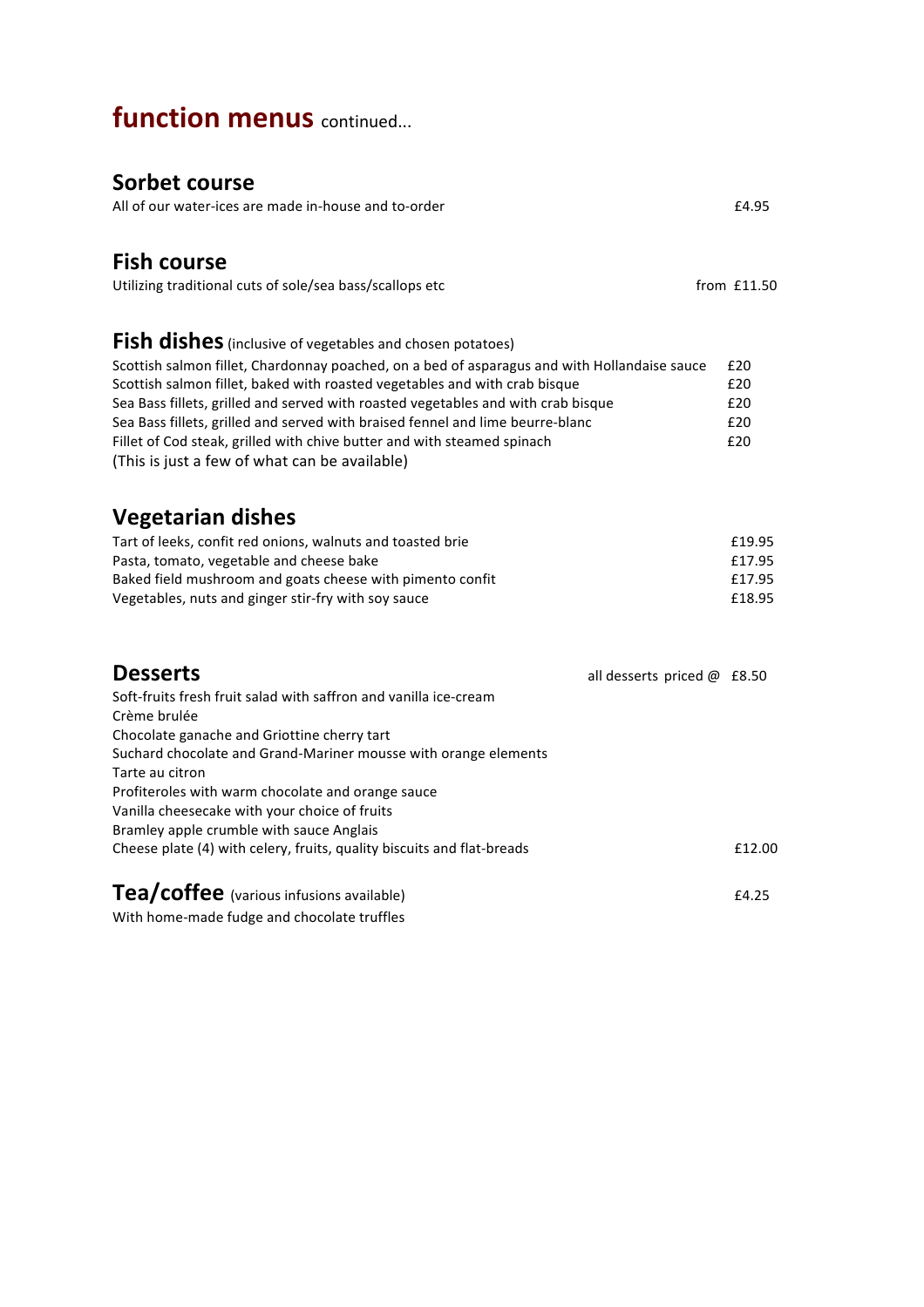# function menus continued...

## Sorbet course

All of our water-ices are made in-house and to-order £4.95

## Fish course

Utilizing traditional cuts of sole/sea bass/scallops etc from £11.50

## Fish dishes (inclusive of vegetables and chosen potatoes)

| | |
|---|---|
| Scottish salmon fillet, Chardonnay poached, on a bed of asparagus and with Hollandaise sauce | £20 |
| Scottish salmon fillet, baked with roasted vegetables and with crab bisque | £20 |
| Sea Bass fillets, grilled and served with roasted vegetables and with crab bisque | £20 |
| Sea Bass fillets, grilled and served with braised fennel and lime beurre-blanc | £20 |
| Fillet of Cod steak, grilled with chive butter and with steamed spinach | £20 |

(This is just a few of what can be available)

## Vegetarian dishes

| | |
|---|---|
| Tart of leeks, confit red onions, walnuts and toasted brie | £19.95 |
| Pasta, tomato, vegetable and cheese bake | £17.95 |
| Baked field mushroom and goats cheese with pimento confit | £17.95 |
| Vegetables, nuts and ginger stir-fry with soy sauce | £18.95 |

## Desserts

all desserts priced @ £8.50

Soft-fruits fresh fruit salad with saffron and vanilla ice-cream
Crème brulée
Chocolate ganache and Griottine cherry tart
Suchard chocolate and Grand-Mariner mousse with orange elements
Tarte au citron
Profiteroles with warm chocolate and orange sauce
Vanilla cheesecake with your choice of fruits
Bramley apple crumble with sauce Anglais
Cheese plate (4) with celery, fruits, quality biscuits and flat-breads £12.00

## Tea/coffee (various infusions available)

£4.25

With home-made fudge and chocolate truffles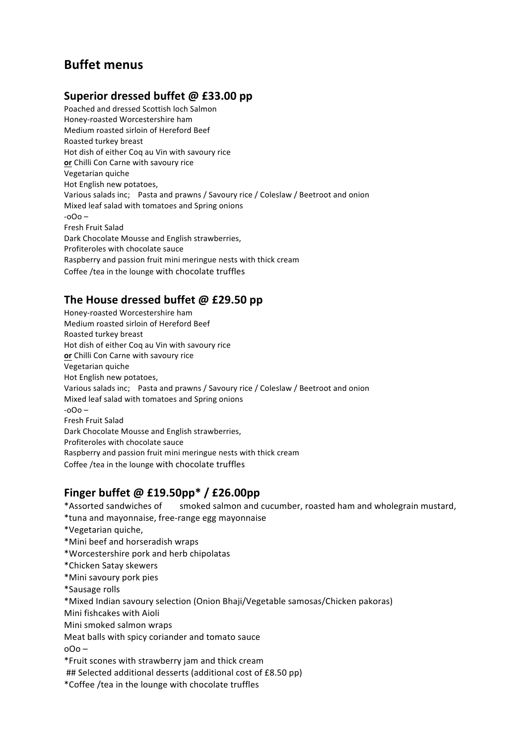# Buffet menus

## Superior dressed buffet @ £33.00 pp

Poached and dressed Scottish loch Salmon
Honey-roasted Worcestershire ham
Medium roasted sirloin of Hereford Beef
Roasted turkey breast
Hot dish of either Coq au Vin with savoury rice
**or** Chilli Con Carne with savoury rice
Vegetarian quiche
Hot English new potatoes,
Various salads inc; Pasta and prawns / Savoury rice / Coleslaw / Beetroot and onion
Mixed leaf salad with tomatoes and Spring onions
-oOo –
Fresh Fruit Salad
Dark Chocolate Mousse and English strawberries,
Profiteroles with chocolate sauce
Raspberry and passion fruit mini meringue nests with thick cream
Coffee /tea in the lounge with chocolate truffles

## The House dressed buffet @ £29.50 pp

Honey-roasted Worcestershire ham
Medium roasted sirloin of Hereford Beef
Roasted turkey breast
Hot dish of either Coq au Vin with savoury rice
**or** Chilli Con Carne with savoury rice
Vegetarian quiche
Hot English new potatoes,
Various salads inc; Pasta and prawns / Savoury rice / Coleslaw / Beetroot and onion
Mixed leaf salad with tomatoes and Spring onions
-oOo –
Fresh Fruit Salad
Dark Chocolate Mousse and English strawberries,
Profiteroles with chocolate sauce
Raspberry and passion fruit mini meringue nests with thick cream
Coffee /tea in the lounge with chocolate truffles

## Finger buffet @ £19.50pp* / £26.00pp

*Assorted sandwiches of smoked salmon and cucumber, roasted ham and wholegrain mustard,
*tuna and mayonnaise, free-range egg mayonnaise
*Vegetarian quiche,
*Mini beef and horseradish wraps
*Worcestershire pork and herb chipolatas
*Chicken Satay skewers
*Mini savoury pork pies
*Sausage rolls
*Mixed Indian savoury selection (Onion Bhaji/Vegetable samosas/Chicken pakoras)
Mini fishcakes with Aioli
Mini smoked salmon wraps
Meat balls with spicy coriander and tomato sauce
oOo –
*Fruit scones with strawberry jam and thick cream
## Selected additional desserts (additional cost of £8.50 pp)
*Coffee /tea in the lounge with chocolate truffles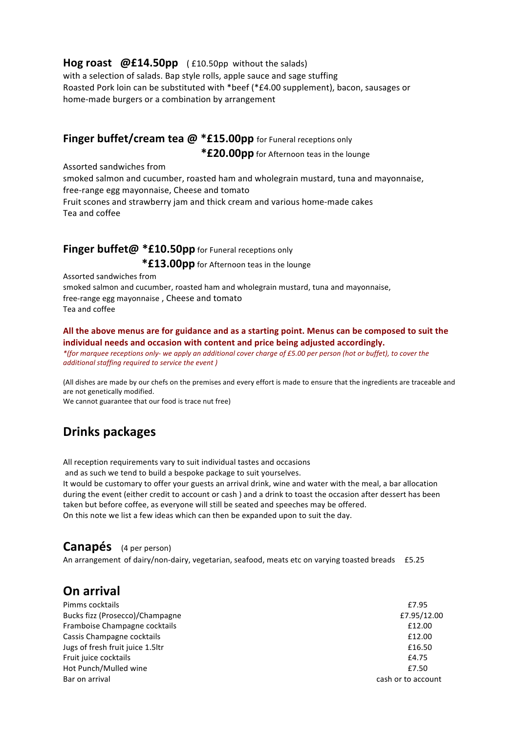### Hog roast @£14.50pp ( £10.50pp without the salads)

with a selection of salads. Bap style rolls, apple sauce and sage stuffing
Roasted Pork loin can be substituted with *beef (*£4.00 supplement), bacon, sausages or home-made burgers or a combination by arrangement

### Finger buffet/cream tea @ *£15.00pp for Funeral receptions only

**\*£20.00pp** for Afternoon teas in the lounge

Assorted sandwiches from
smoked salmon and cucumber, roasted ham and wholegrain mustard, tuna and mayonnaise, free-range egg mayonnaise, Cheese and tomato
Fruit scones and strawberry jam and thick cream and various home-made cakes
Tea and coffee

### Finger buffet@ *£10.50pp for Funeral receptions only

**\*£13.00pp** for Afternoon teas in the lounge

Assorted sandwiches from
smoked salmon and cucumber, roasted ham and wholegrain mustard, tuna and mayonnaise, free-range egg mayonnaise , Cheese and tomato
Tea and coffee

**All the above menus are for guidance and as a starting point. Menus can be composed to suit the individual needs and occasion with content and price being adjusted accordingly.**

*\*(for marquee receptions only- we apply an additional cover charge of £5.00 per person (hot or buffet), to cover the additional staffing required to service the event )*

(All dishes are made by our chefs on the premises and every effort is made to ensure that the ingredients are traceable and are not genetically modified.
We cannot guarantee that our food is trace nut free)

## Drinks packages

All reception requirements vary to suit individual tastes and occasions and as such we tend to build a bespoke package to suit yourselves.
It would be customary to offer your guests an arrival drink, wine and water with the meal, a bar allocation during the event (either credit to account or cash ) and a drink to toast the occasion after dessert has been taken but before coffee, as everyone will still be seated and speeches may be offered.
On this note we list a few ideas which can then be expanded upon to suit the day.

## Canapés (4 per person)

An arrangement of dairy/non-dairy, vegetarian, seafood, meats etc on varying toasted breads £5.25

## On arrival

| | |
|---|---|
| Pimms cocktails | £7.95 |
| Bucks fizz (Prosecco)/Champagne | £7.95/12.00 |
| Framboise Champagne cocktails | £12.00 |
| Cassis Champagne cocktails | £12.00 |
| Jugs of fresh fruit juice 1.5ltr | £16.50 |
| Fruit juice cocktails | £4.75 |
| Hot Punch/Mulled wine | £7.50 |
| Bar on arrival | cash or to account |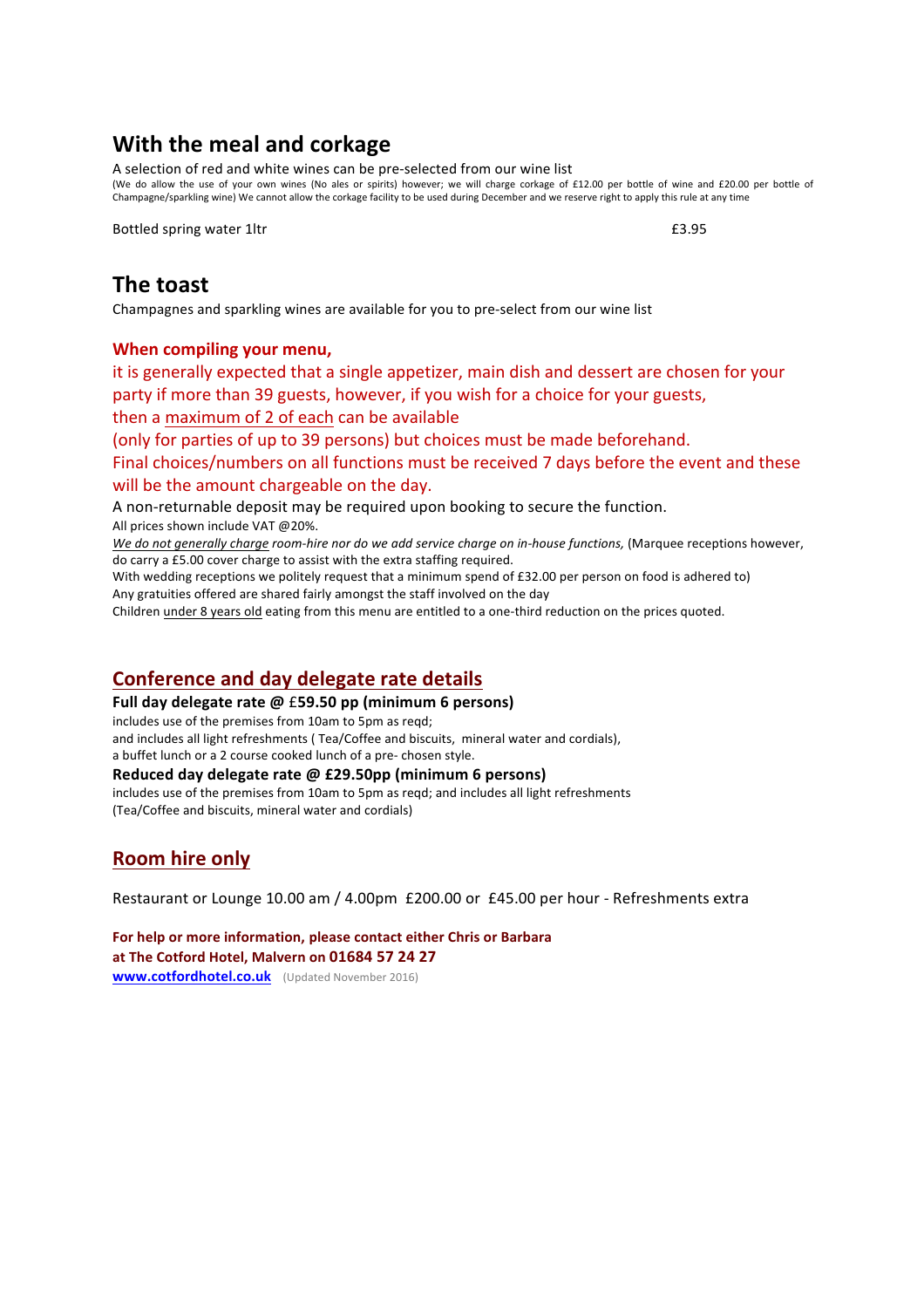## With the meal and corkage

A selection of red and white wines can be pre-selected from our wine list

(We do allow the use of your own wines (No ales or spirits) however; we will charge corkage of £12.00 per bottle of wine and £20.00 per bottle of Champagne/sparkling wine) We cannot allow the corkage facility to be used during December and we reserve right to apply this rule at any time

Bottled spring water 1ltr £3.95

## The toast

Champagnes and sparkling wines are available for you to pre-select from our wine list

**When compiling your menu,**

it is generally expected that a single appetizer, main dish and dessert are chosen for your party if more than 39 guests, however, if you wish for a choice for your guests, then a maximum of 2 of each can be available (only for parties of up to 39 persons) but choices must be made beforehand.

Final choices/numbers on all functions must be received 7 days before the event and these will be the amount chargeable on the day.

A non-returnable deposit may be required upon booking to secure the function.

All prices shown include VAT @20%.

*We do not generally charge room-hire nor do we add service charge on in-house functions,* (Marquee receptions however, do carry a £5.00 cover charge to assist with the extra staffing required.

With wedding receptions we politely request that a minimum spend of £32.00 per person on food is adhered to)

Any gratuities offered are shared fairly amongst the staff involved on the day

Children under 8 years old eating from this menu are entitled to a one-third reduction on the prices quoted.

## Conference and day delegate rate details

**Full day delegate rate @ £59.50 pp (minimum 6 persons)**

includes use of the premises from 10am to 5pm as reqd;
and includes all light refreshments ( Tea/Coffee and biscuits, mineral water and cordials),
a buffet lunch or a 2 course cooked lunch of a pre- chosen style.

**Reduced day delegate rate @ £29.50pp (minimum 6 persons)**

includes use of the premises from 10am to 5pm as reqd; and includes all light refreshments (Tea/Coffee and biscuits, mineral water and cordials)

## Room hire only

Restaurant or Lounge 10.00 am / 4.00pm £200.00 or £45.00 per hour - Refreshments extra

**For help or more information, please contact either Chris or Barbara at The Cotford Hotel, Malvern on 01684 57 24 27**

**www.cotfordhotel.co.uk** (Updated November 2016)